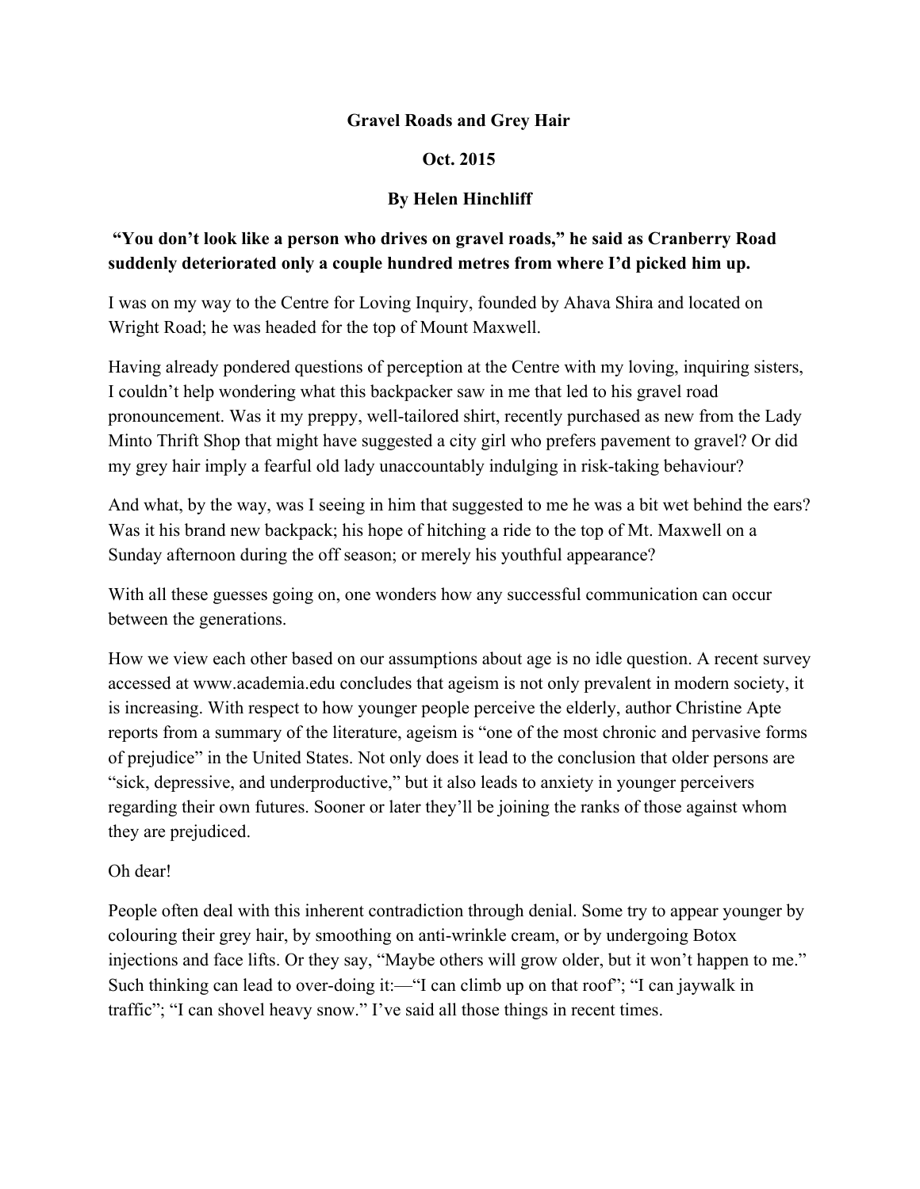# Gravel Roads and Grey Hair

**Oct. 2015**

**By Helen Hinchliff**

**"You don't look like a person who drives on gravel roads," he said as Cranberry Road suddenly deteriorated only a couple hundred metres from where I'd picked him up.**

I was on my way to the Centre for Loving Inquiry, founded by Ahava Shira and located on Wright Road; he was headed for the top of Mount Maxwell.

Having already pondered questions of perception at the Centre with my loving, inquiring sisters, I couldn't help wondering what this backpacker saw in me that led to his gravel road pronouncement. Was it my preppy, well-tailored shirt, recently purchased as new from the Lady Minto Thrift Shop that might have suggested a city girl who prefers pavement to gravel? Or did my grey hair imply a fearful old lady unaccountably indulging in risk-taking behaviour?

And what, by the way, was I seeing in him that suggested to me he was a bit wet behind the ears? Was it his brand new backpack; his hope of hitching a ride to the top of Mt. Maxwell on a Sunday afternoon during the off season; or merely his youthful appearance?

With all these guesses going on, one wonders how any successful communication can occur between the generations.

How we view each other based on our assumptions about age is no idle question. A recent survey accessed at www.academia.edu concludes that ageism is not only prevalent in modern society, it is increasing. With respect to how younger people perceive the elderly, author Christine Apte reports from a summary of the literature, ageism is "one of the most chronic and pervasive forms of prejudice" in the United States. Not only does it lead to the conclusion that older persons are "sick, depressive, and underproductive," but it also leads to anxiety in younger perceivers regarding their own futures. Sooner or later they'll be joining the ranks of those against whom they are prejudiced.

Oh dear!

People often deal with this inherent contradiction through denial. Some try to appear younger by colouring their grey hair, by smoothing on anti-wrinkle cream, or by undergoing Botox injections and face lifts. Or they say, "Maybe others will grow older, but it won't happen to me." Such thinking can lead to over-doing it:—"I can climb up on that roof"; "I can jaywalk in traffic"; "I can shovel heavy snow." I've said all those things in recent times.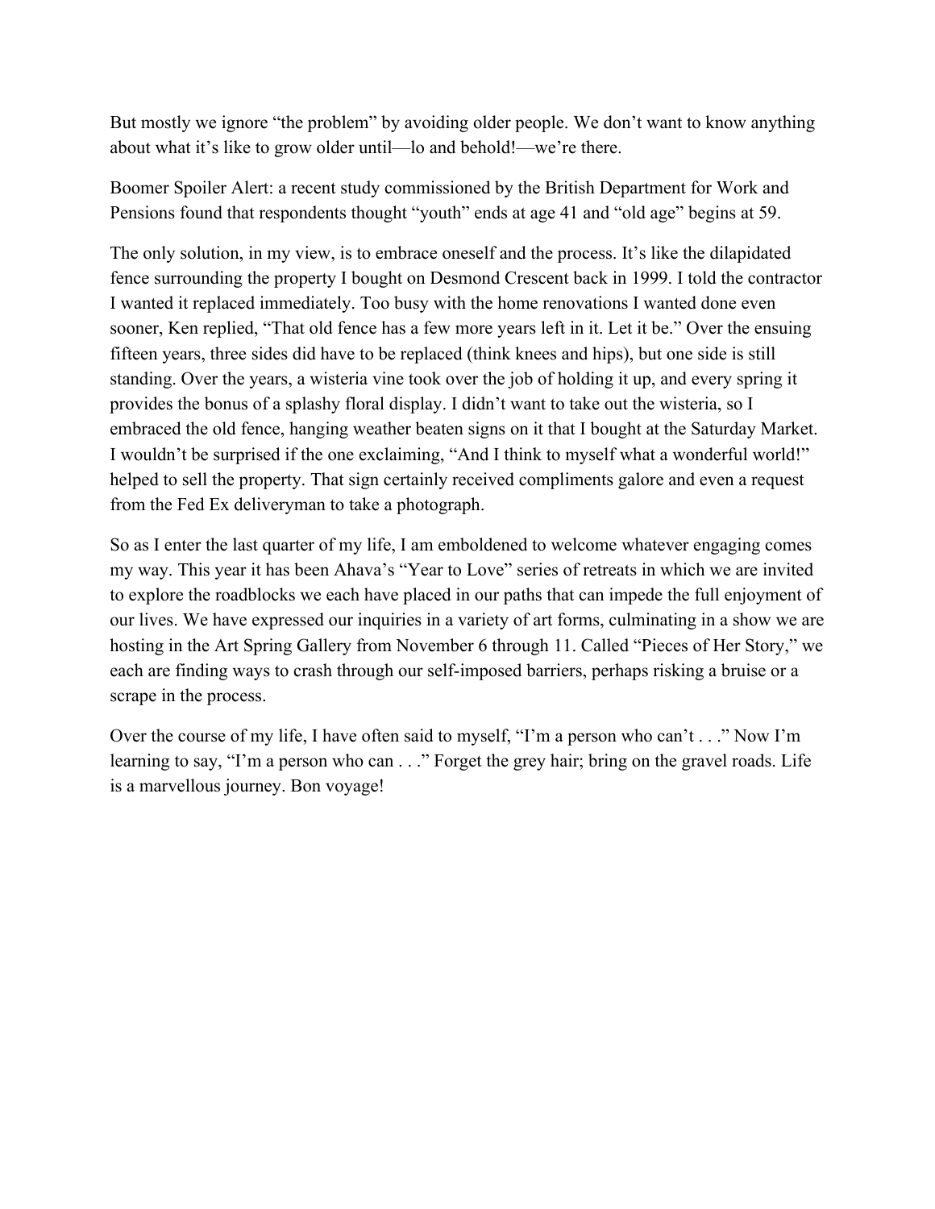But mostly we ignore "the problem" by avoiding older people. We don't want to know anything about what it's like to grow older until—lo and behold!—we're there.

Boomer Spoiler Alert: a recent study commissioned by the British Department for Work and Pensions found that respondents thought "youth" ends at age 41 and "old age" begins at 59.

The only solution, in my view, is to embrace oneself and the process. It's like the dilapidated fence surrounding the property I bought on Desmond Crescent back in 1999. I told the contractor I wanted it replaced immediately. Too busy with the home renovations I wanted done even sooner, Ken replied, "That old fence has a few more years left in it. Let it be." Over the ensuing fifteen years, three sides did have to be replaced (think knees and hips), but one side is still standing. Over the years, a wisteria vine took over the job of holding it up, and every spring it provides the bonus of a splashy floral display. I didn't want to take out the wisteria, so I embraced the old fence, hanging weather beaten signs on it that I bought at the Saturday Market. I wouldn't be surprised if the one exclaiming, "And I think to myself what a wonderful world!" helped to sell the property. That sign certainly received compliments galore and even a request from the Fed Ex deliveryman to take a photograph.

So as I enter the last quarter of my life, I am emboldened to welcome whatever engaging comes my way. This year it has been Ahava's "Year to Love" series of retreats in which we are invited to explore the roadblocks we each have placed in our paths that can impede the full enjoyment of our lives. We have expressed our inquiries in a variety of art forms, culminating in a show we are hosting in the Art Spring Gallery from November 6 through 11. Called "Pieces of Her Story," we each are finding ways to crash through our self-imposed barriers, perhaps risking a bruise or a scrape in the process.

Over the course of my life, I have often said to myself, "I'm a person who can't . . ." Now I'm learning to say, "I'm a person who can . . ." Forget the grey hair; bring on the gravel roads. Life is a marvellous journey. Bon voyage!